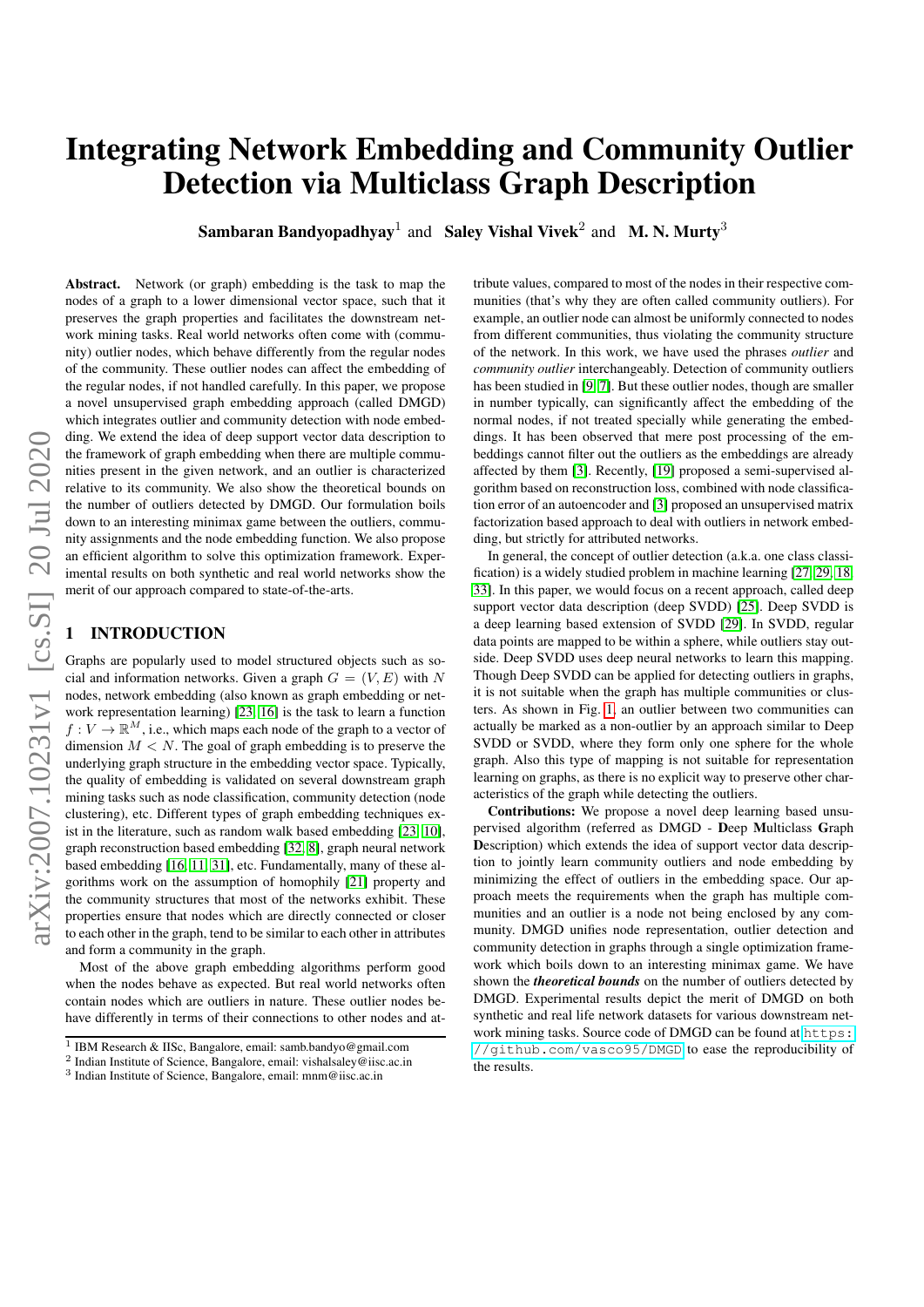# Integrating Network Embedding and Community Outlier Detection via Multiclass Graph Description

**Sambaran Bandyopadhyay**[1] and **Saley Vishal Vivek**[2] and **M. N. Murty**[3]

**Abstract.** Network (or graph) embedding is the task to map the nodes of a graph to a lower dimensional vector space, such that it preserves the graph properties and facilitates the downstream network mining tasks. Real world networks often come with (community) outlier nodes, which behave differently from the regular nodes of the community. These outlier nodes can affect the embedding of the regular nodes, if not handled carefully. In this paper, we propose a novel unsupervised graph embedding approach (called DMGD) which integrates outlier and community detection with node embedding. We extend the idea of deep support vector data description to the framework of graph embedding when there are multiple communities present in the given network, and an outlier is characterized relative to its community. We also show the theoretical bounds on the number of outliers detected by DMGD. Our formulation boils down to an interesting minimax game between the outliers, community assignments and the node embedding function. We also propose an efficient algorithm to solve this optimization framework. Experimental results on both synthetic and real world networks show the merit of our approach compared to state-of-the-arts.

## 1 INTRODUCTION

Graphs are popularly used to model structured objects such as social and information networks. Given a graph $G = (V, E)$ with $N$ nodes, network embedding (also known as graph embedding or network representation learning) [23, 16] is the task to learn a function $f : V \to \mathbb{R}^M$, i.e., which maps each node of the graph to a vector of dimension $M < N$. The goal of graph embedding is to preserve the underlying graph structure in the embedding vector space. Typically, the quality of embedding is validated on several downstream graph mining tasks such as node classification, community detection (node clustering), etc. Different types of graph embedding techniques exist in the literature, such as random walk based embedding [23, 10], graph reconstruction based embedding [32, 8], graph neural network based embedding [16, 11, 31], etc. Fundamentally, many of these algorithms work on the assumption of homophily [21] property and the community structures that most of the networks exhibit. These properties ensure that nodes which are directly connected or closer to each other in the graph, tend to be similar to each other in attributes and form a community in the graph.

Most of the above graph embedding algorithms perform good when the nodes behave as expected. But real world networks often contain nodes which are outliers in nature. These outlier nodes behave differently in terms of their connections to other nodes and attribute values, compared to most of the nodes in their respective communities (that's why they are often called community outliers). For example, an outlier node can almost be uniformly connected to nodes from different communities, thus violating the community structure of the network. In this work, we have used the phrases *outlier* and *community outlier* interchangeably. Detection of community outliers has been studied in [9, 7]. But these outlier nodes, though are smaller in number typically, can significantly affect the embedding of the normal nodes, if not treated specially while generating the embeddings. It has been observed that mere post processing of the embeddings cannot filter out the outliers as the embeddings are already affected by them [3]. Recently, [19] proposed a semi-supervised algorithm based on reconstruction loss, combined with node classification error of an autoencoder and [3] proposed an unsupervised matrix factorization based approach to deal with outliers in network embedding, but strictly for attributed networks.

In general, the concept of outlier detection (a.k.a. one class classification) is a widely studied problem in machine learning [27, 29, 18, 33]. In this paper, we would focus on a recent approach, called deep support vector data description (deep SVDD) [25]. Deep SVDD is a deep learning based extension of SVDD [29]. In SVDD, regular data points are mapped to be within a sphere, while outliers stay outside. Deep SVDD uses deep neural networks to learn this mapping. Though Deep SVDD can be applied for detecting outliers in graphs, it is not suitable when the graph has multiple communities or clusters. As shown in Fig. 1, an outlier between two communities can actually be marked as a non-outlier by an approach similar to Deep SVDD or SVDD, where they form only one sphere for the whole graph. Also this type of mapping is not suitable for representation learning on graphs, as there is no explicit way to preserve other characteristics of the graph while detecting the outliers.

**Contributions:** We propose a novel deep learning based unsupervised algorithm (referred as DMGD - **D**eep **M**ulticlass **G**raph **D**escription) which extends the idea of support vector data description to jointly learn community outliers and node embedding by minimizing the effect of outliers in the embedding space. Our approach meets the requirements when the graph has multiple communities and an outlier is a node not being enclosed by any community. DMGD unifies node representation, outlier detection and community detection in graphs through a single optimization framework which boils down to an interesting minimax game. We have shown the ***theoretical bounds*** on the number of outliers detected by DMGD. Experimental results depict the merit of DMGD on both synthetic and real life network datasets for various downstream network mining tasks. Source code of DMGD can be found at `https://github.com/vasco95/DMGD` to ease the reproducibility of the results.

---

[1] IBM Research & IISc, Bangalore, email: samb.bandyo@gmail.com
[2] Indian Institute of Science, Bangalore, email: vishalsaley@iisc.ac.in
[3] Indian Institute of Science, Bangalore, email: mnm@iisc.ac.in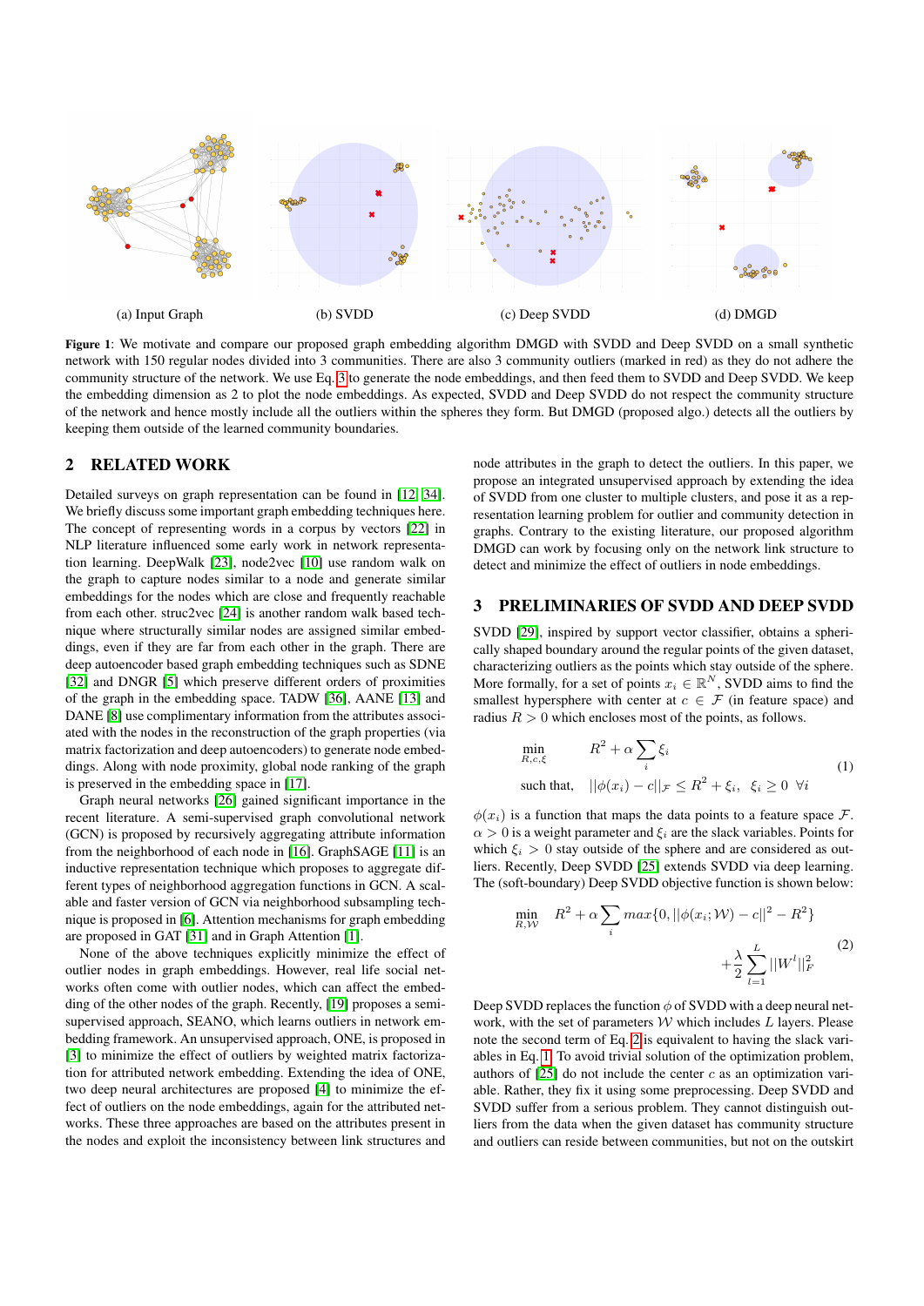(a) Input Graph (b) SVDD (c) Deep SVDD (d) DMGD

**Figure 1**: We motivate and compare our proposed graph embedding algorithm DMGD with SVDD and Deep SVDD on a small synthetic network with 150 regular nodes divided into 3 communities. There are also 3 community outliers (marked in red) as they do not adhere the community structure of the network. We use Eq. 3 to generate the node embeddings, and then feed them to SVDD and Deep SVDD. We keep the embedding dimension as 2 to plot the node embeddings. As expected, SVDD and Deep SVDD do not respect the community structure of the network and hence mostly include all the outliers within the spheres they form. But DMGD (proposed algo.) detects all the outliers by keeping them outside of the learned community boundaries.

## 2 RELATED WORK

Detailed surveys on graph representation can be found in [12, 34]. We briefly discuss some important graph embedding techniques here. The concept of representing words in a corpus by vectors [22] in NLP literature influenced some early work in network representation learning. DeepWalk [23], node2vec [10] use random walk on the graph to capture nodes similar to a node and generate similar embeddings for the nodes which are close and frequently reachable from each other. struc2vec [24] is another random walk based technique where structurally similar nodes are assigned similar embeddings, even if they are far from each other in the graph. There are deep autoencoder based graph embedding techniques such as SDNE [32] and DNGR [5] which preserve different orders of proximities of the graph in the embedding space. TADW [36], AANE [13] and DANE [8] use complimentary information from the attributes associated with the nodes in the reconstruction of the graph properties (via matrix factorization and deep autoencoders) to generate node embeddings. Along with node proximity, global node ranking of the graph is preserved in the embedding space in [17].

Graph neural networks [26] gained significant importance in the recent literature. A semi-supervised graph convolutional network (GCN) is proposed by recursively aggregating attribute information from the neighborhood of each node in [16]. GraphSAGE [11] is an inductive representation technique which proposes to aggregate different types of neighborhood aggregation functions in GCN. A scalable and faster version of GCN via neighborhood subsampling technique is proposed in [6]. Attention mechanisms for graph embedding are proposed in GAT [31] and in Graph Attention [1].

None of the above techniques explicitly minimize the effect of outlier nodes in graph embeddings. However, real life social networks often come with outlier nodes, which can affect the embedding of the other nodes of the graph. Recently, [19] proposes a semi-supervised approach, SEANO, which learns outliers in network embedding framework. An unsupervised approach, ONE, is proposed in [3] to minimize the effect of outliers by weighted matrix factorization for attributed network embedding. Extending the idea of ONE, two deep neural architectures are proposed [4] to minimize the effect of outliers on the node embeddings, again for the attributed networks. These three approaches are based on the attributes present in the nodes and exploit the inconsistency between link structures and node attributes in the graph to detect the outliers. In this paper, we propose an integrated unsupervised approach by extending the idea of SVDD from one cluster to multiple clusters, and pose it as a representation learning problem for outlier and community detection in graphs. Contrary to the existing literature, our proposed algorithm DMGD can work by focusing only on the network link structure to detect and minimize the effect of outliers in node embeddings.

## 3 PRELIMINARIES OF SVDD AND DEEP SVDD

SVDD [29], inspired by support vector classifier, obtains a spherically shaped boundary around the regular points of the given dataset, characterizing outliers as the points which stay outside of the sphere. More formally, for a set of points $x_i \in \mathbb{R}^N$, SVDD aims to find the smallest hypersphere with center at $c \in \mathcal{F}$ (in feature space) and radius $R > 0$ which encloses most of the points, as follows.

$$\begin{aligned} \min_{R,c,\xi} \quad & R^2 + \alpha \sum_i \xi_i \\ \text{such that,} \quad & ||\phi(x_i) - c||_{\mathcal{F}} \leq R^2 + \xi_i, \;\; \xi_i \geq 0 \;\; \forall i \end{aligned} \tag{1}$$

$\phi(x_i)$ is a function that maps the data points to a feature space $\mathcal{F}$. $\alpha > 0$ is a weight parameter and $\xi_i$ are the slack variables. Points for which $\xi_i > 0$ stay outside of the sphere and are considered as outliers. Recently, Deep SVDD [25] extends SVDD via deep learning. The (soft-boundary) Deep SVDD objective function is shown below:

$$\begin{aligned} \min_{R,\mathcal{W}} \quad & R^2 + \alpha \sum_i max\{0, ||\phi(x_i;\mathcal{W}) - c||^2 - R^2\} \\ & + \frac{\lambda}{2} \sum_{l=1}^{L} ||W^l||_F^2 \end{aligned} \tag{2}$$

Deep SVDD replaces the function $\phi$ of SVDD with a deep neural network, with the set of parameters $\mathcal{W}$ which includes $L$ layers. Please note the second term of Eq. 2 is equivalent to having the slack variables in Eq. 1. To avoid trivial solution of the optimization problem, authors of [25] do not include the center $c$ as an optimization variable. Rather, they fix it using some preprocessing. Deep SVDD and SVDD suffer from a serious problem. They cannot distinguish outliers from the data when the given dataset has community structure and outliers can reside between communities, but not on the outskirt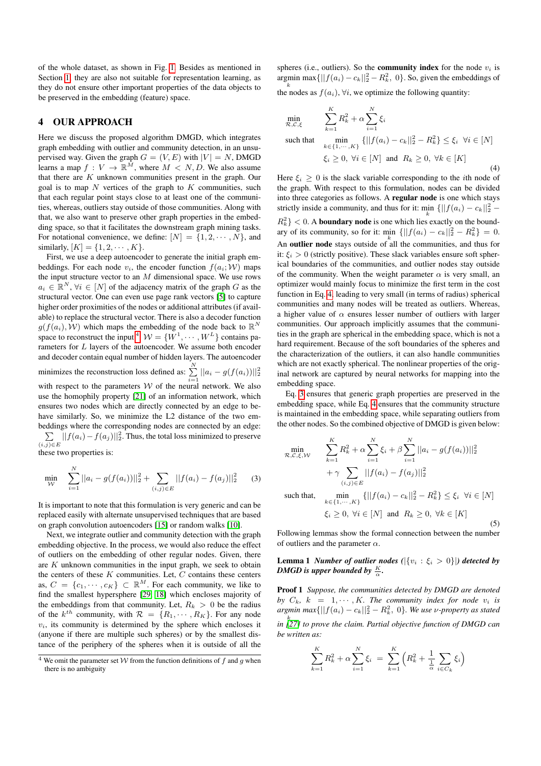of the whole dataset, as shown in Fig. 1. Besides as mentioned in Section 1, they are also not suitable for representation learning, as they do not ensure other important properties of the data objects to be preserved in the embedding (feature) space.

## 4 OUR APPROACH

Here we discuss the proposed algorithm DMGD, which integrates graph embedding with outlier and community detection, in an unsupervised way. Given the graph $G = (V, E)$ with $|V| = N$, DMGD learns a map $f : V \rightarrow \mathbb{R}^M$, where $M < N, D$. We also assume that there are $K$ unknown communities present in the graph. Our goal is to map $N$ vertices of the graph to $K$ communities, such that each regular point stays close to at least one of the communities, whereas, outliers stay outside of those communities. Along with that, we also want to preserve other graph properties in the embedding space, so that it facilitates the downstream graph mining tasks. For notational convenience, we define: $[N] = \{1, 2, \cdots, N\}$, and similarly, $[K] = \{1, 2, \cdots, K\}$.

First, we use a deep autoencoder to generate the initial graph embeddings. For each node $v_i$, the encoder function $f(a_i; \mathcal{W})$ maps the input structure vector to an $M$ dimensional space. We use rows $a_i \in \mathbb{R}^N, \forall i \in [N]$ of the adjacency matrix of the graph $G$ as the structural vector. One can even use page rank vectors [5] to capture higher order proximities of the nodes or additional attributes (if available) to replace the structural vector. There is also a decoder function $g(f(a_i), \mathcal{W})$ which maps the embedding of the node back to $\mathbb{R}^N$ space to reconstruct the input[4]. $\mathcal{W} = \{W^1, \cdots, W^L\}$ contains parameters for $L$ layers of the autoencoder. We assume both encoder and decoder contain equal number of hidden layers. The autoencoder minimizes the reconstruction loss defined as: $\sum\limits_{i=1}^{N} ||a_i - g(f(a_i))||_2^2$ with respect to the parameters $\mathcal{W}$ of the neural network. We also use the homophily property [21] of an information network, which ensures two nodes which are directly connected by an edge to behave similarly. So, we minimize the L2 distance of the two embeddings where the corresponding nodes are connected by an edge: $\sum\limits_{(i,j)\in E} ||f(a_i) - f(a_j)||_2^2$. Thus, the total loss minimized to preserve these two properties is:

$$\min_{\mathcal{W}} \quad \sum_{i=1}^{N} ||a_i - g(f(a_i))||_2^2 + \sum_{(i,j)\in E} ||f(a_i) - f(a_j)||_2^2 \tag{3}$$

It is important to note that this formulation is very generic and can be replaced easily with alternate unsupervised techniques that are based on graph convolution autoencoders [15] or random walks [10].

Next, we integrate outlier and community detection with the graph embedding objective. In the process, we would also reduce the effect of outliers on the embedding of other regular nodes. Given, there are $K$ unknown communities in the input graph, we seek to obtain the centers of these $K$ communities. Let, $C$ these centers as, $C = \{c_1, \cdots, c_K\} \subset \mathbb{R}^M$. For each community, we like to find the smallest hypersphere [29, 18] which encloses majority of the embeddings from that community. Let, $R_k > 0$ be the radius of the $k^{th}$ community, with $\mathcal{R} = \{R_1, \cdots, R_K\}$. For any node $v_i$, its community is determined by the sphere which encloses it (anyone if there are multiple such spheres) or by the smallest distance of the periphery of the spheres when it is outside of all the spheres (i.e., outliers). So the **community index** for the node $v_i$ is $\underset{k}{\text{argmin}} \max\{||f(a_i) - c_k||_2^2 - R_k^2, \ 0\}$. So, given the embeddings of the nodes as $f(a_i), \forall i$, we optimize the following quantity:

$$\begin{aligned}
\min_{\mathcal{R}, \mathcal{C}, \xi} \quad & \sum_{k=1}^{K} R_k^2 + \alpha \sum_{i=1}^{N} \xi_i \\
\text{such that} \quad & \min_{k \in \{1, \cdots, K\}} \{||f(a_i) - c_k||_2^2 - R_k^2\} \leq \xi_i \ \ \forall i \in [N] \\
& \xi_i \geq 0, \ \forall i \in [N] \ \text{ and } \ R_k \geq 0, \ \forall k \in [K]
\end{aligned} \tag{4}$$

Here $\xi_i \geq 0$ is the slack variable corresponding to the $i$th node of the graph. With respect to this formulation, nodes can be divided into three categories as follows. A **regular node** is one which stays strictly inside a community, and thus for it: $\min\limits_{k} \{||f(a_i) - c_k||_2^2 - R_k^2\} < 0$. A **boundary node** is one which lies exactly on the boundary of its community, so for it: $\min\limits_{k} \{||f(a_i) - c_k||_2^2 - R_k^2\} = 0$. An **outlier node** stays outside of all the communities, and thus for it: $\xi_i > 0$ (strictly positive). These slack variables ensure soft spherical boundaries of the communities, and outlier nodes stay outside of the community. When the weight parameter $\alpha$ is very small, an optimizer would mainly focus to minimize the first term in the cost function in Eq. 4, leading to very small (in terms of radius) spherical communities and many nodes will be treated as outliers. Whereas, a higher value of $\alpha$ ensures lesser number of outliers with larger communities. Our approach implicitly assumes that the communities in the graph are spherical in the embedding space, which is not a hard requirement. Because of the soft boundaries of the spheres and the characterization of the outliers, it can also handle communities which are not exactly spherical. The nonlinear properties of the original network are captured by neural networks for mapping into the embedding space.

Eq. 3 ensures that generic graph properties are preserved in the embedding space, while Eq. 4 ensures that the community structure is maintained in the embedding space, while separating outliers from the other nodes. So the combined objective of DMGD is given below:

$$\begin{aligned}
\min_{\mathcal{R}, \mathcal{C}, \xi, \mathcal{W}} \quad & \sum_{k=1}^{K} R_k^2 + \alpha \sum_{i=1}^{N} \xi_i + \beta \sum_{i=1}^{N} ||a_i - g(f(a_i))||_2^2 \\
& + \gamma \sum_{(i,j)\in E} ||f(a_i) - f(a_j)||_2^2 \\
\text{such that,} \quad & \min_{k \in \{1, \cdots, K\}} \{||f(a_i) - c_k||_2^2 - R_k^2\} \leq \xi_i \ \ \forall i \in [N] \\
& \xi_i \geq 0, \ \forall i \in [N] \ \text{ and } \ R_k \geq 0, \ \forall k \in [K]
\end{aligned} \tag{5}$$

Following lemmas show the formal connection between the number of outliers and the parameter $\alpha$.

**Lemma 1** *Number of outlier nodes ($|\{v_i : \xi_i > 0\}|$) detected by DMGD is upper bounded by $\frac{K}{\alpha}$.*

**Proof 1** *Suppose, the communities detected by DMGD are denoted by $C_k$, $k = 1, \cdots, K$. The community index for node $v_i$ is $\underset{k}{\text{argmin}} \max\{||f(a_i) - c_k||_2^2 - R_k^2, \ 0\}$. We use $\nu$-property as stated in [27] to prove the claim. Partial objective function of DMGD can be written as:*

$$\sum_{k=1}^{K} R_k^2 + \alpha \sum_{i=1}^{N} \xi_i \ = \ \sum_{k=1}^{K} \Big( R_k^2 + \frac{1}{\frac{1}{\alpha}} \sum_{i \in C_k} \xi_i \Big)$$

[4] We omit the parameter set $\mathcal{W}$ from the function definitions of $f$ and $g$ when there is no ambiguity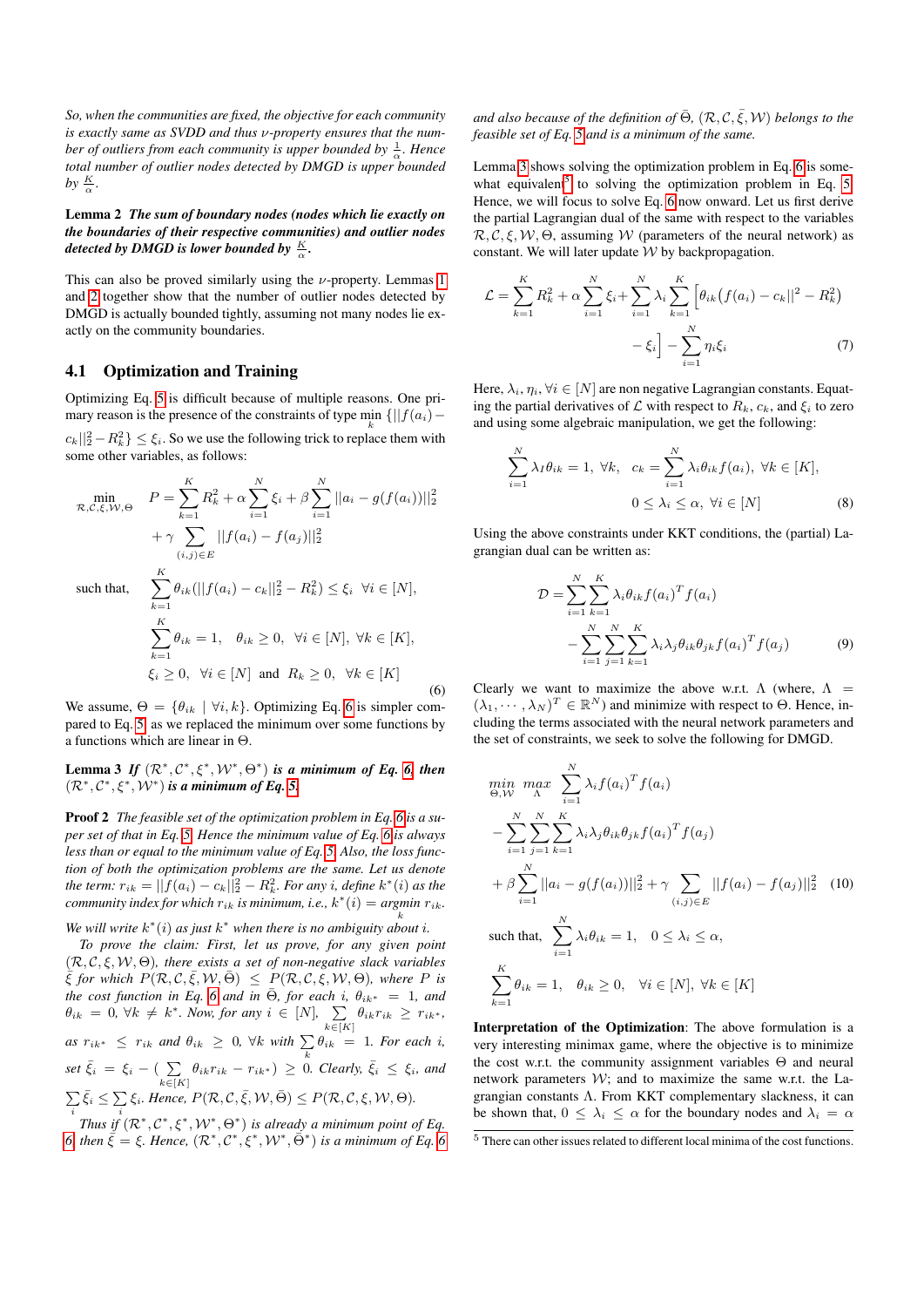*So, when the communities are fixed, the objective for each community is exactly same as SVDD and thus $\nu$-property ensures that the number of outliers from each community is upper bounded by $\frac{1}{\alpha}$. Hence total number of outlier nodes detected by DMGD is upper bounded by $\frac{K}{\alpha}$.*

**Lemma 2** ***The sum of boundary nodes (nodes which lie exactly on the boundaries of their respective communities) and outlier nodes detected by DMGD is lower bounded by $\frac{K}{\alpha}$.***

This can also be proved similarly using the $\nu$-property. Lemmas 1 and 2 together show that the number of outlier nodes detected by DMGD is actually bounded tightly, assuming not many nodes lie exactly on the community boundaries.

### 4.1 Optimization and Training

Optimizing Eq. 5 is difficult because of multiple reasons. One primary reason is the presence of the constraints of type $\min_k \{||f(a_i) - c_k||_2^2 - R_k^2\} \leq \xi_i$. So we use the following trick to replace them with some other variables, as follows:

$$
\begin{aligned}
\min_{\mathcal{R},\mathcal{C},\xi,\mathcal{W},\Theta} \quad & P = \sum_{k=1}^{K} R_k^2 + \alpha \sum_{i=1}^{N} \xi_i + \beta \sum_{i=1}^{N} ||a_i - g(f(a_i))||_2^2 \\
& + \gamma \sum_{(i,j)\in E} ||f(a_i) - f(a_j)||_2^2 \\
\text{such that,} \quad & \sum_{k=1}^{K} \theta_{ik}(||f(a_i) - c_k||_2^2 - R_k^2) \leq \xi_i \ \ \forall i \in [N], \\
& \sum_{k=1}^{K} \theta_{ik} = 1, \quad \theta_{ik} \geq 0, \ \ \forall i \in [N], \ \forall k \in [K], \\
& \xi_i \geq 0, \ \ \forall i \in [N] \ \text{ and } \ R_k \geq 0, \ \ \forall k \in [K]
\end{aligned} \tag{6}
$$

We assume, $\Theta = \{\theta_{ik} \mid \forall i, k\}$. Optimizing Eq. 6 is simpler compared to Eq. 5, as we replaced the minimum over some functions by a functions which are linear in $\Theta$.

**Lemma 3** ***If $(\mathcal{R}^*, \mathcal{C}^*, \xi^*, \mathcal{W}^*, \Theta^*)$ is a minimum of Eq. 6, then $(\mathcal{R}^*, \mathcal{C}^*, \xi^*, \mathcal{W}^*)$ is a minimum of Eq. 5.***

**Proof 2** *The feasible set of the optimization problem in Eq. 6 is a super set of that in Eq. 5. Hence the minimum value of Eq. 6 is always less than or equal to the minimum value of Eq. 5. Also, the loss function of both the optimization problems are the same. Let us denote the term: $r_{ik} = ||f(a_i) - c_k||_2^2 - R_k^2$. For any $i$, define $k^*(i)$ as the community index for which $r_{ik}$ is minimum, i.e., $k^*(i) = \underset{k}{\text{argmin}}\ r_{ik}$. We will write $k^*(i)$ as just $k^*$ when there is no ambiguity about $i$.*

*To prove the claim: First, let us prove, for any given point $(\mathcal{R}, \mathcal{C}, \xi, \mathcal{W}, \Theta)$, there exists a set of non-negative slack variables $\bar{\xi}$ for which $P(\mathcal{R}, \mathcal{C}, \bar{\xi}, \mathcal{W}, \bar{\Theta}) \leq P(\mathcal{R}, \mathcal{C}, \xi, \mathcal{W}, \Theta)$, where $P$ is the cost function in Eq. 6 and in $\bar{\Theta}$, for each $i$, $\theta_{ik^*} = 1$, and $\theta_{ik} = 0$, $\forall k \neq k^*$. Now, for any $i \in [N]$, $\sum_{k\in[K]} \theta_{ik} r_{ik} \geq r_{ik^*}$, as $r_{ik^*} \leq r_{ik}$ and $\theta_{ik} \geq 0$, $\forall k$ with $\sum_k \theta_{ik} = 1$. For each $i$, set $\bar{\xi}_i = \xi_i - (\sum_{k\in[K]} \theta_{ik} r_{ik} - r_{ik^*}) \geq 0$. Clearly, $\bar{\xi}_i \leq \xi_i$, and $\sum_i \bar{\xi}_i \leq \sum_i \xi_i$. Hence, $P(\mathcal{R}, \mathcal{C}, \bar{\xi}, \mathcal{W}, \bar{\Theta}) \leq P(\mathcal{R}, \mathcal{C}, \xi, \mathcal{W}, \Theta)$.*

*Thus if $(\mathcal{R}^*, \mathcal{C}^*, \xi^*, \mathcal{W}^*, \Theta^*)$ is already a minimum point of Eq. 6, then $\bar{\xi} = \xi$. Hence, $(\mathcal{R}^*, \mathcal{C}^*, \xi^*, \mathcal{W}^*, \bar{\Theta}^*)$ is a minimum of Eq. 6 and also because of the definition of $\bar{\Theta}$, $(\mathcal{R}, \mathcal{C}, \bar{\xi}, \mathcal{W})$ belongs to the feasible set of Eq. 5 and is a minimum of the same.*

Lemma 3 shows solving the optimization problem in Eq. 6 is somewhat equivalent[5] to solving the optimization problem in Eq. 5. Hence, we will focus to solve Eq. 6 now onward. Let us first derive the partial Lagrangian dual of the same with respect to the variables $\mathcal{R}, \mathcal{C}, \xi, \mathcal{W}, \Theta$, assuming $\mathcal{W}$ (parameters of the neural network) as constant. We will later update $\mathcal{W}$ by backpropagation.

$$
\begin{aligned}
\mathcal{L} = \sum_{k=1}^{K} R_k^2 + \alpha \sum_{i=1}^{N} \xi_i + \sum_{i=1}^{N} \lambda_i \sum_{k=1}^{K} \Big[ \theta_{ik}\big(f(a_i) - c_k||^2 - R_k^2\big) \\
- \xi_i \Big] - \sum_{i=1}^{N} \eta_i \xi_i
\end{aligned} \tag{7}
$$

Here, $\lambda_i, \eta_i, \forall i \in [N]$ are non negative Lagrangian constants. Equating the partial derivatives of $\mathcal{L}$ with respect to $R_k$, $c_k$, and $\xi_i$ to zero and using some algebraic manipulation, we get the following:

$$
\begin{aligned}
\sum_{i=1}^{N} \lambda_I \theta_{ik} = 1, \ \forall k, \quad c_k = \sum_{i=1}^{N} \lambda_i \theta_{ik} f(a_i), \ \forall k \in [K], \\
0 \leq \lambda_i \leq \alpha, \ \forall i \in [N]
\end{aligned} \tag{8}
$$

Using the above constraints under KKT conditions, the (partial) Lagrangian dual can be written as:

$$
\begin{aligned}
\mathcal{D} = \sum_{i=1}^{N} \sum_{k=1}^{K} \lambda_i \theta_{ik} f(a_i)^T f(a_i) \\
- \sum_{i=1}^{N} \sum_{j=1}^{N} \sum_{k=1}^{K} \lambda_i \lambda_j \theta_{ik} \theta_{jk} f(a_i)^T f(a_j)
\end{aligned} \tag{9}
$$

Clearly we want to maximize the above w.r.t. $\Lambda$ (where, $\Lambda = (\lambda_1, \cdots, \lambda_N)^T \in \mathbb{R}^N$) and minimize with respect to $\Theta$. Hence, including the terms associated with the neural network parameters and the set of constraints, we seek to solve the following for DMGD.

$$
\begin{aligned}
& \underset{\Theta,\mathcal{W}}{min} \ \underset{\Lambda}{max} \ \sum_{i=1}^{N} \lambda_i f(a_i)^T f(a_i) \\
& - \sum_{i=1}^{N} \sum_{j=1}^{N} \sum_{k=1}^{K} \lambda_i \lambda_j \theta_{ik} \theta_{jk} f(a_i)^T f(a_j) \\
& + \beta \sum_{i=1}^{N} ||a_i - g(f(a_i))||_2^2 + \gamma \sum_{(i,j)\in E} ||f(a_i) - f(a_j)||_2^2 \quad (10) \\
& \text{such that,} \ \sum_{i=1}^{N} \lambda_i \theta_{ik} = 1, \quad 0 \leq \lambda_i \leq \alpha, \\
& \sum_{k=1}^{K} \theta_{ik} = 1, \quad \theta_{ik} \geq 0, \quad \forall i \in [N], \ \forall k \in [K]
\end{aligned}
$$

**Interpretation of the Optimization**: The above formulation is a very interesting minimax game, where the objective is to minimize the cost w.r.t. the community assignment variables $\Theta$ and neural network parameters $\mathcal{W}$; and to maximize the same w.r.t. the Lagrangian constants $\Lambda$. From KKT complementary slackness, it can be shown that, $0 \leq \lambda_i \leq \alpha$ for the boundary nodes and $\lambda_i = \alpha$

[5] There can other issues related to different local minima of the cost functions.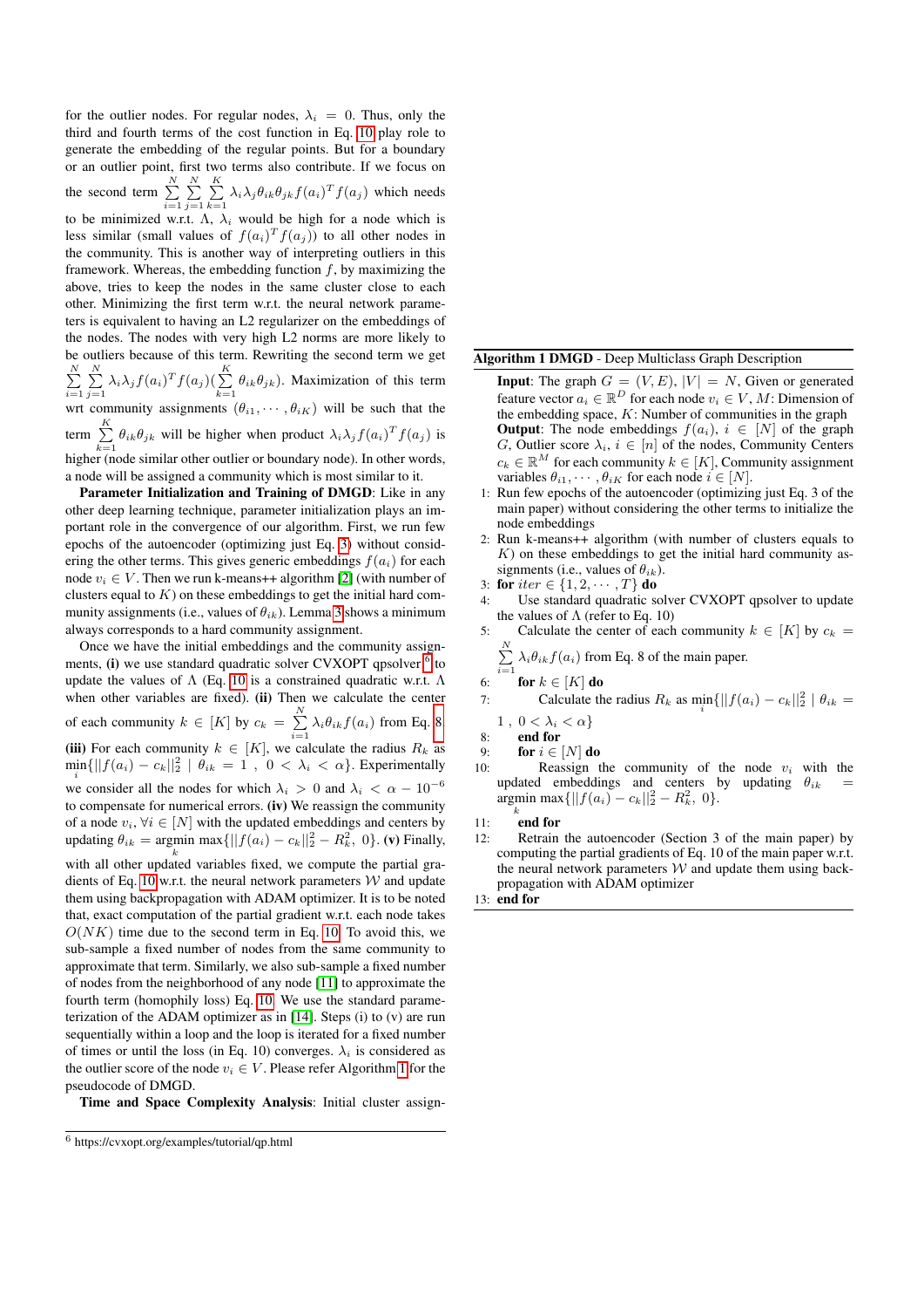for the outlier nodes. For regular nodes, $\lambda_i = 0$. Thus, only the third and fourth terms of the cost function in Eq. 10 play role to generate the embedding of the regular points. But for a boundary or an outlier point, first two terms also contribute. If we focus on the second term $\sum_{i=1}^{N}\sum_{j=1}^{N}\sum_{k=1}^{K} \lambda_i \lambda_j \theta_{ik}\theta_{jk} f(a_i)^T f(a_j)$ which needs to be minimized w.r.t. $\Lambda$, $\lambda_i$ would be high for a node which is less similar (small values of $f(a_i)^T f(a_j)$) to all other nodes in the community. This is another way of interpreting outliers in this framework. Whereas, the embedding function $f$, by maximizing the above, tries to keep the nodes in the same cluster close to each other. Minimizing the first term w.r.t. the neural network parameters is equivalent to having an L2 regularizer on the embeddings of the nodes. The nodes with very high L2 norms are more likely to be outliers because of this term. Rewriting the second term we get $\sum_{i=1}^{N}\sum_{j=1}^{N} \lambda_i \lambda_j f(a_i)^T f(a_j)(\sum_{k=1}^{K} \theta_{ik}\theta_{jk})$. Maximization of this term wrt community assignments $(\theta_{i1}, \cdots, \theta_{iK})$ will be such that the term $\sum_{k=1}^{K} \theta_{ik}\theta_{jk}$ will be higher when product $\lambda_i \lambda_j f(a_i)^T f(a_j)$ is higher (node similar other outlier or boundary node). In other words, a node will be assigned a community which is most similar to it.

**Parameter Initialization and Training of DMGD**: Like in any other deep learning technique, parameter initialization plays an important role in the convergence of our algorithm. First, we run few epochs of the autoencoder (optimizing just Eq. 3) without considering the other terms. This gives generic embeddings $f(a_i)$ for each node $v_i \in V$. Then we run k-means++ algorithm [2] (with number of clusters equal to $K$) on these embeddings to get the initial hard community assignments (i.e., values of $\theta_{ik}$). Lemma 3 shows a minimum always corresponds to a hard community assignment.

Once we have the initial embeddings and the community assignments, **(i)** we use standard quadratic solver CVXOPT qpsolver [6] to update the values of $\Lambda$ (Eq. 10 is a constrained quadratic w.r.t. $\Lambda$ when other variables are fixed). **(ii)** Then we calculate the center of each community $k \in [K]$ by $c_k = \sum_{i=1}^{N} \lambda_i \theta_{ik} f(a_i)$ from Eq. 8 **(iii)** For each community $k \in [K]$, we calculate the radius $R_k$ as $\min_i\{||f(a_i) - c_k||_2^2 \mid \theta_{ik} = 1~,~ 0 < \lambda_i < \alpha\}$. Experimentally we consider all the nodes for which $\lambda_i > 0$ and $\lambda_i < \alpha - 10^{-6}$ to compensate for numerical errors. **(iv)** We reassign the community of a node $v_i, \forall i \in [N]$ with the updated embeddings and centers by updating $\theta_{ik} = \underset{k}{\text{argmin}} \max\{||f(a_i) - c_k||_2^2 - R_k^2,~ 0\}$. **(v)** Finally, with all other updated variables fixed, we compute the partial gradients of Eq. 10 w.r.t. the neural network parameters $\mathcal{W}$ and update them using backpropagation with ADAM optimizer. It is to be noted that, exact computation of the partial gradient w.r.t. each node takes $O(NK)$ time due to the second term in Eq. 10. To avoid this, we sub-sample a fixed number of nodes from the same community to approximate that term. Similarly, we also sub-sample a fixed number of nodes from the neighborhood of any node [11] to approximate the fourth term (homophily loss) Eq. 10. We use the standard parameterization of the ADAM optimizer as in [14]. Steps (i) to (v) are run sequentially within a loop and the loop is iterated for a fixed number of times or until the loss (in Eq. 10) converges. $\lambda_i$ is considered as the outlier score of the node $v_i \in V$. Please refer Algorithm 1 for the pseudocode of DMGD.

**Time and Space Complexity Analysis**: Initial cluster assign-

[6] https://cvxopt.org/examples/tutorial/qp.html

---

**Algorithm 1 DMGD** - Deep Multiclass Graph Description

**Input**: The graph $G = (V, E)$, $|V| = N$, Given or generated feature vector $a_i \in \mathbb{R}^D$ for each node $v_i \in V$, $M$: Dimension of the embedding space, $K$: Number of communities in the graph
**Output**: The node embeddings $f(a_i)$, $i \in [N]$ of the graph $G$, Outlier score $\lambda_i$, $i \in [n]$ of the nodes, Community Centers $c_k \in \mathbb{R}^M$ for each community $k \in [K]$, Community assignment variables $\theta_{i1}, \cdots, \theta_{iK}$ for each node $i \in [N]$.

1: Run few epochs of the autoencoder (optimizing just Eq. 3 of the main paper) without considering the other terms to initialize the node embeddings
2: Run k-means++ algorithm (with number of clusters equals to $K$) on these embeddings to get the initial hard community assignments (i.e., values of $\theta_{ik}$).
3: **for** $iter \in \{1, 2, \cdots, T\}$ **do**
4: Use standard quadratic solver CVXOPT qpsolver to update the values of $\Lambda$ (refer to Eq. 10)
5: Calculate the center of each community $k \in [K]$ by $c_k = \sum_{i=1}^{N} \lambda_i \theta_{ik} f(a_i)$ from Eq. 8 of the main paper.
6: **for** $k \in [K]$ **do**
7: Calculate the radius $R_k$ as $\min_i\{||f(a_i) - c_k||_2^2 \mid \theta_{ik} = 1~,~ 0 < \lambda_i < \alpha\}$
8: **end for**
9: **for** $i \in [N]$ **do**
10: Reassign the community of the node $v_i$ with the updated embeddings and centers by updating $\theta_{ik} = \underset{k}{\text{argmin}} \max\{||f(a_i) - c_k||_2^2 - R_k^2,~ 0\}$.
11: **end for**
12: Retrain the autoencoder (Section 3 of the main paper) by computing the partial gradients of Eq. 10 of the main paper w.r.t. the neural network parameters $\mathcal{W}$ and update them using back-propagation with ADAM optimizer
13: **end for**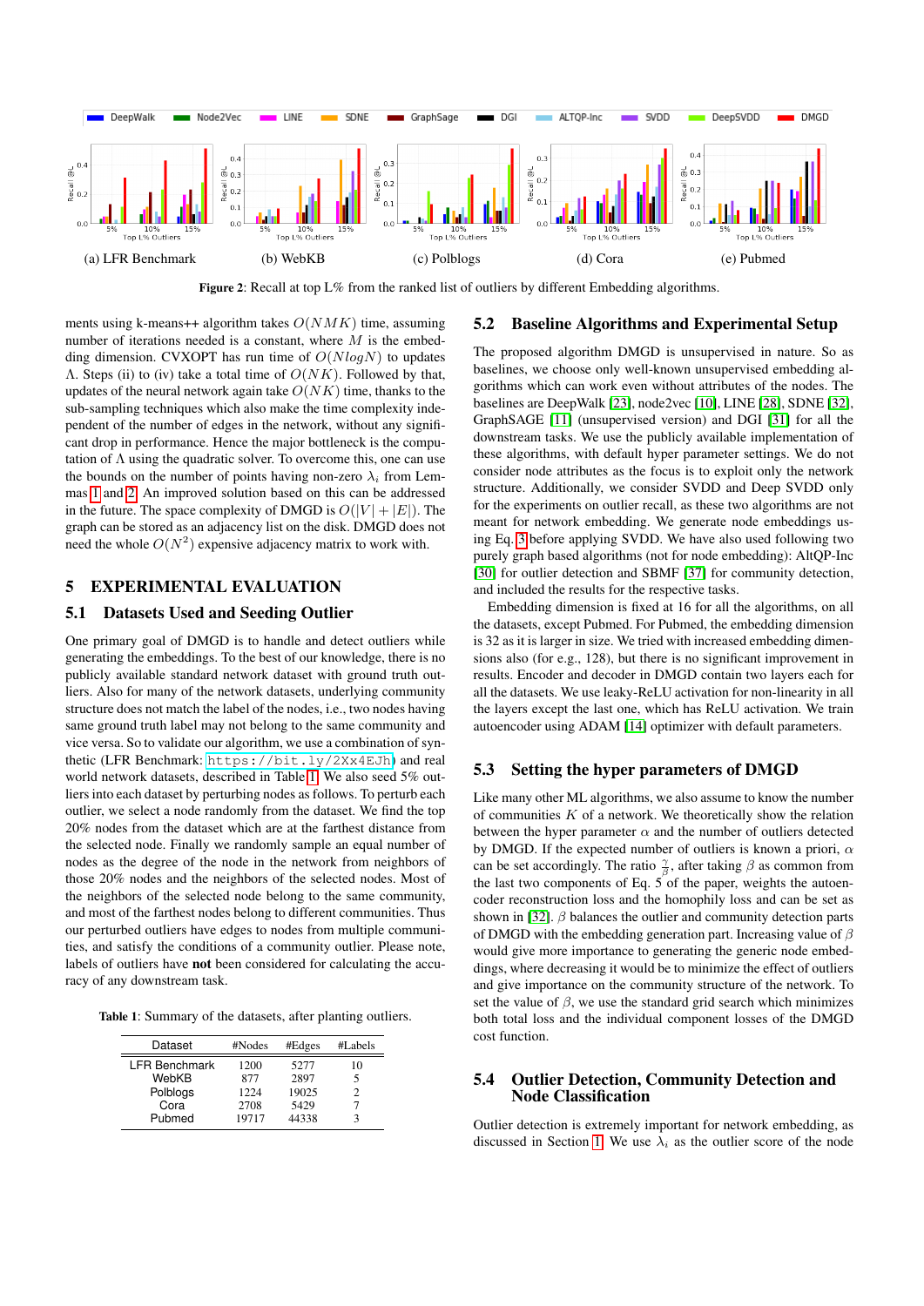Figure 2: Recall at top L% from the ranked list of outliers by different Embedding algorithms.

ments using k-means++ algorithm takes $O(NMK)$ time, assuming number of iterations needed is a constant, where $M$ is the embedding dimension. CVXOPT has run time of $O(N log N)$ to updates $\Lambda$. Steps (ii) to (iv) take a total time of $O(NK)$. Followed by that, updates of the neural network again take $O(NK)$ time, thanks to the sub-sampling techniques which also make the time complexity independent of the number of edges in the network, without any significant drop in performance. Hence the major bottleneck is the computation of $\Lambda$ using the quadratic solver. To overcome this, one can use the bounds on the number of points having non-zero $\lambda_i$ from Lemmas 1 and 2. An improved solution based on this can be addressed in the future. The space complexity of DMGD is $O(|V| + |E|)$. The graph can be stored as an adjacency list on the disk. DMGD does not need the whole $O(N^2)$ expensive adjacency matrix to work with.

# 5 EXPERIMENTAL EVALUATION

## 5.1 Datasets Used and Seeding Outlier

One primary goal of DMGD is to handle and detect outliers while generating the embeddings. To the best of our knowledge, there is no publicly available standard network dataset with ground truth outliers. Also for many of the network datasets, underlying community structure does not match the label of the nodes, i.e., two nodes having same ground truth label may not belong to the same community and vice versa. So to validate our algorithm, we use a combination of synthetic (LFR Benchmark: `https://bit.ly/2Xx4EJh`) and real world network datasets, described in Table 1. We also seed 5% outliers into each dataset by perturbing nodes as follows. To perturb each outlier, we select a node randomly from the dataset. We find the top 20% nodes from the dataset which are at the farthest distance from the selected node. Finally we randomly sample an equal number of nodes as the degree of the node in the network from neighbors of those 20% nodes and the neighbors of the selected nodes. Most of the neighbors of the selected node belong to the same community, and most of the farthest nodes belong to different communities. Thus our perturbed outliers have edges to nodes from multiple communities, and satisfy the conditions of a community outlier. Please note, labels of outliers have **not** been considered for calculating the accuracy of any downstream task.

Table 1: Summary of the datasets, after planting outliers.

| Dataset | #Nodes | #Edges | #Labels |
|---|---|---|---|
| LFR Benchmark | 1200 | 5277 | 10 |
| WebKB | 877 | 2897 | 5 |
| Polblogs | 1224 | 19025 | 2 |
| Cora | 2708 | 5429 | 7 |
| Pubmed | 19717 | 44338 | 3 |

## 5.2 Baseline Algorithms and Experimental Setup

The proposed algorithm DMGD is unsupervised in nature. So as baselines, we choose only well-known unsupervised embedding algorithms which can work even without attributes of the nodes. The baselines are DeepWalk [23], node2vec [10], LINE [28], SDNE [32], GraphSAGE [11] (unsupervised version) and DGI [31] for all the downstream tasks. We use the publicly available implementation of these algorithms, with default hyper parameter settings. We do not consider node attributes as the focus is to exploit only the network structure. Additionally, we consider SVDD and Deep SVDD only for the experiments on outlier recall, as these two algorithms are not meant for network embedding. We generate node embeddings using Eq. 3 before applying SVDD. We have also used following two purely graph based algorithms (not for node embedding): AltQP-Inc [30] for outlier detection and SBMF [37] for community detection, and included the results for the respective tasks.

Embedding dimension is fixed at 16 for all the algorithms, on all the datasets, except Pubmed. For Pubmed, the embedding dimension is 32 as it is larger in size. We tried with increased embedding dimensions also (for e.g., 128), but there is no significant improvement in results. Encoder and decoder in DMGD contain two layers each for all the datasets. We use leaky-ReLU activation for non-linearity in all the layers except the last one, which has ReLU activation. We train autoencoder using ADAM [14] optimizer with default parameters.

## 5.3 Setting the hyper parameters of DMGD

Like many other ML algorithms, we also assume to know the number of communities $K$ of a network. We theoretically show the relation between the hyper parameter $\alpha$ and the number of outliers detected by DMGD. If the expected number of outliers is known a priori, $\alpha$ can be set accordingly. The ratio $\frac{\gamma}{\beta}$, after taking $\beta$ as common from the last two components of Eq. 5 of the paper, weights the autoencoder reconstruction loss and the homophily loss and can be set as shown in [32]. $\beta$ balances the outlier and community detection parts of DMGD with the embedding generation part. Increasing value of $\beta$ would give more importance to generating the generic node embeddings, where decreasing it would be to minimize the effect of outliers and give importance on the community structure of the network. To set the value of $\beta$, we use the standard grid search which minimizes both total loss and the individual component losses of the DMGD cost function.

## 5.4 Outlier Detection, Community Detection and Node Classification

Outlier detection is extremely important for network embedding, as discussed in Section 1. We use $\lambda_i$ as the outlier score of the node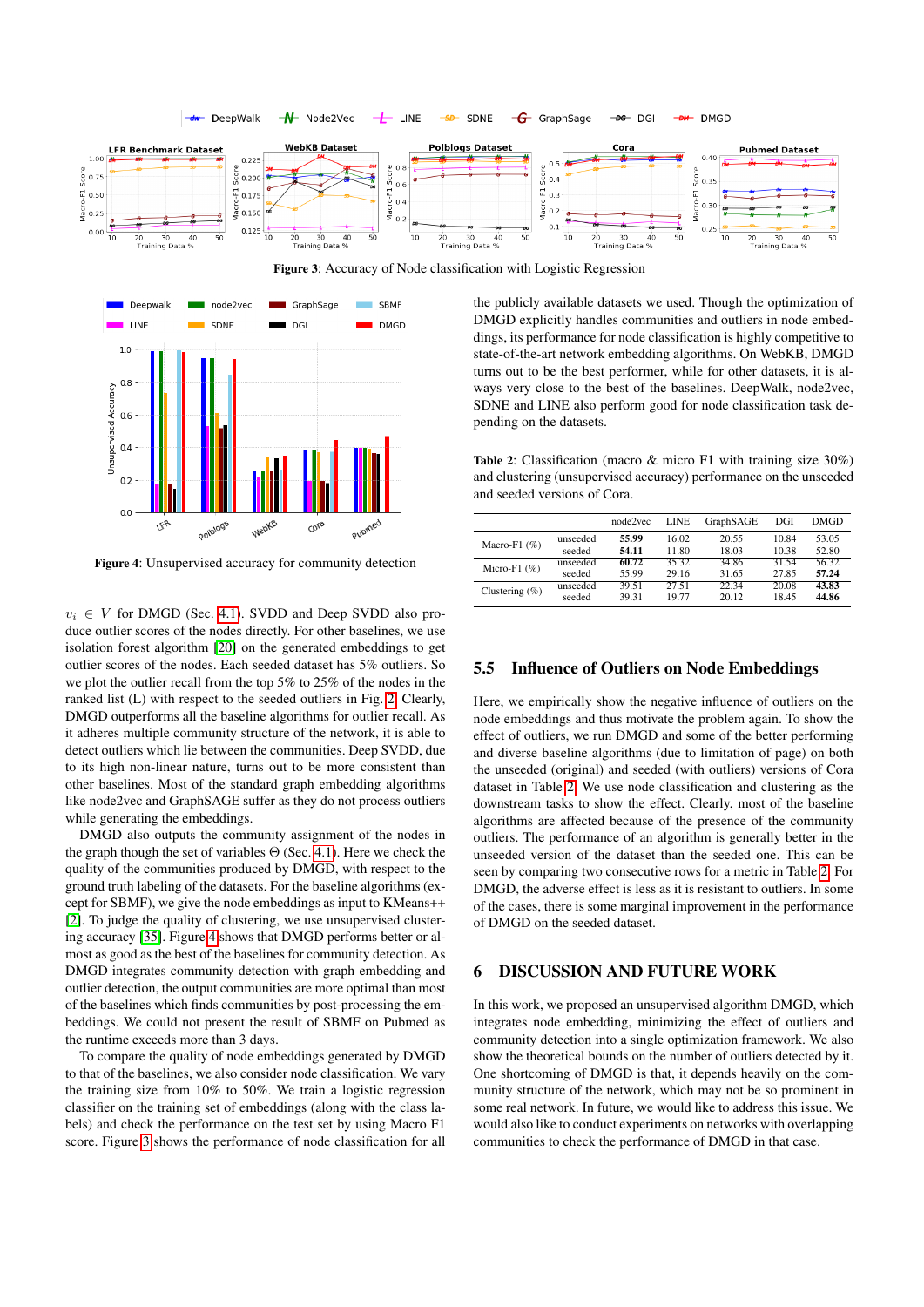Figure 3: Accuracy of Node classification with Logistic Regression

Figure 4: Unsupervised accuracy for community detection

$v_i \in V$ for DMGD (Sec. 4.1). SVDD and Deep SVDD also produce outlier scores of the nodes directly. For other baselines, we use isolation forest algorithm [20] on the generated embeddings to get outlier scores of the nodes. Each seeded dataset has 5% outliers. So we plot the outlier recall from the top 5% to 25% of the nodes in the ranked list (L) with respect to the seeded outliers in Fig. 2. Clearly, DMGD outperforms all the baseline algorithms for outlier recall. As it adheres multiple community structure of the network, it is able to detect outliers which lie between the communities. Deep SVDD, due to its high non-linear nature, turns out to be more consistent than other baselines. Most of the standard graph embedding algorithms like node2vec and GraphSAGE suffer as they do not process outliers while generating the embeddings.

DMGD also outputs the community assignment of the nodes in the graph though the set of variables $\Theta$ (Sec. 4.1). Here we check the quality of the communities produced by DMGD, with respect to the ground truth labeling of the datasets. For the baseline algorithms (except for SBMF), we give the node embeddings as input to KMeans++ [2]. To judge the quality of clustering, we use unsupervised clustering accuracy [35]. Figure 4 shows that DMGD performs better or almost as good as the best of the baselines for community detection. As DMGD integrates community detection with graph embedding and outlier detection, the output communities are more optimal than most of the baselines which finds communities by post-processing the embeddings. We could not present the result of SBMF on Pubmed as the runtime exceeds more than 3 days.

To compare the quality of node embeddings generated by DMGD to that of the baselines, we also consider node classification. We vary the training size from 10% to 50%. We train a logistic regression classifier on the training set of embeddings (along with the class labels) and check the performance on the test set by using Macro F1 score. Figure 3 shows the performance of node classification for all the publicly available datasets we used. Though the optimization of DMGD explicitly handles communities and outliers in node embeddings, its performance for node classification is highly competitive to state-of-the-art network embedding algorithms. On WebKB, DMGD turns out to be the best performer, while for other datasets, it is always very close to the best of the baselines. DeepWalk, node2vec, SDNE and LINE also perform good for node classification task depending on the datasets.

Table 2: Classification (macro & micro F1 with training size 30%) and clustering (unsupervised accuracy) performance on the unseeded and seeded versions of Cora.

| | | node2vec | LINE | GraphSAGE | DGI | DMGD |
|---|---|---|---|---|---|---|
| Macro-F1 (%) | unseeded | **55.99** | 16.02 | 20.55 | 10.84 | 53.05 |
| | seeded | **54.11** | 11.80 | 18.03 | 10.38 | 52.80 |
| Micro-F1 (%) | unseeded | **60.72** | 35.32 | 34.86 | 31.54 | 56.32 |
| | seeded | 55.99 | 29.16 | 31.65 | 27.85 | **57.24** |
| Clustering (%) | unseeded | 39.51 | 27.51 | 22.34 | 20.08 | **43.83** |
| | seeded | 39.31 | 19.77 | 20.12 | 18.45 | **44.86** |

### 5.5 Influence of Outliers on Node Embeddings

Here, we empirically show the negative influence of outliers on the node embeddings and thus motivate the problem again. To show the effect of outliers, we run DMGD and some of the better performing and diverse baseline algorithms (due to limitation of page) on both the unseeded (original) and seeded (with outliers) versions of Cora dataset in Table 2. We use node classification and clustering as the downstream tasks to show the effect. Clearly, most of the baseline algorithms are affected because of the presence of the community outliers. The performance of an algorithm is generally better in the unseeded version of the dataset than the seeded one. This can be seen by comparing two consecutive rows for a metric in Table 2. For DMGD, the adverse effect is less as it is resistant to outliers. In some of the cases, there is some marginal improvement in the performance of DMGD on the seeded dataset.

## 6 DISCUSSION AND FUTURE WORK

In this work, we proposed an unsupervised algorithm DMGD, which integrates node embedding, minimizing the effect of outliers and community detection into a single optimization framework. We also show the theoretical bounds on the number of outliers detected by it. One shortcoming of DMGD is that, it depends heavily on the community structure of the network, which may not be so prominent in some real network. In future, we would like to address this issue. We would also like to conduct experiments on networks with overlapping communities to check the performance of DMGD in that case.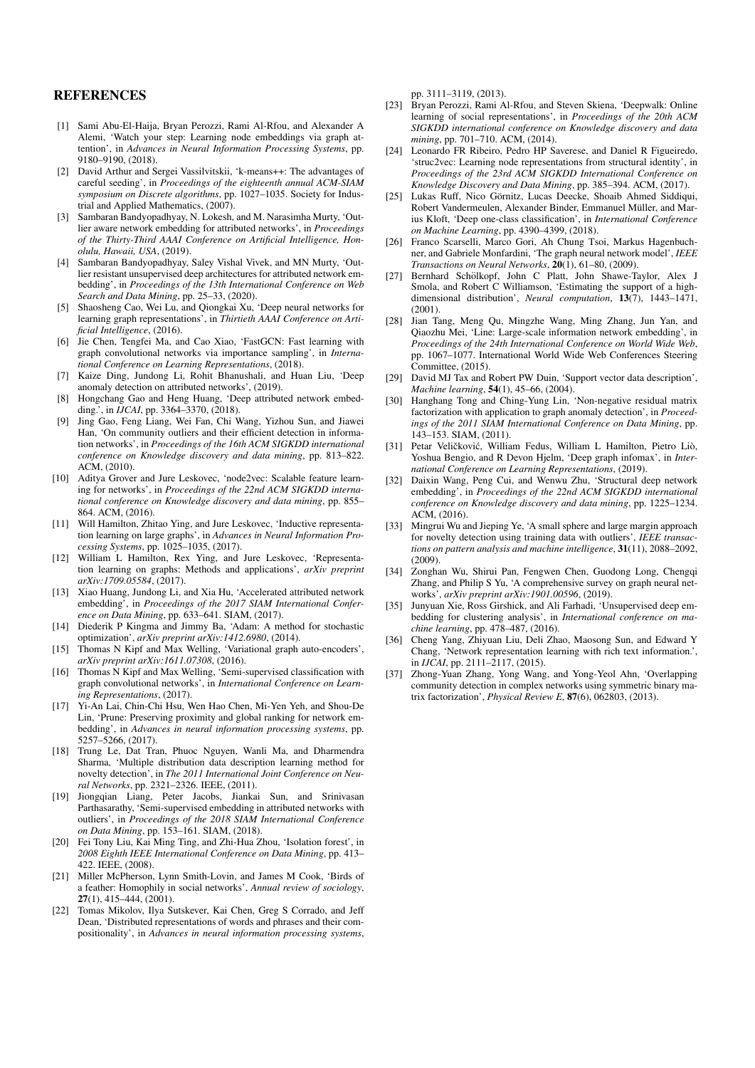## REFERENCES

[1] Sami Abu-El-Haija, Bryan Perozzi, Rami Al-Rfou, and Alexander A Alemi, 'Watch your step: Learning node embeddings via graph attention', in *Advances in Neural Information Processing Systems*, pp. 9180–9190, (2018).

[2] David Arthur and Sergei Vassilvitskii, 'k-means++: The advantages of careful seeding', in *Proceedings of the eighteenth annual ACM-SIAM symposium on Discrete algorithms*, pp. 1027–1035. Society for Industrial and Applied Mathematics, (2007).

[3] Sambaran Bandyopadhyay, N. Lokesh, and M. Narasimha Murty, 'Outlier aware network embedding for attributed networks', in *Proceedings of the Thirty-Third AAAI Conference on Artificial Intelligence, Honolulu, Hawaii, USA*, (2019).

[4] Sambaran Bandyopadhyay, Saley Vishal Vivek, and MN Murty, 'Outlier resistant unsupervised deep architectures for attributed network embedding', in *Proceedings of the 13th International Conference on Web Search and Data Mining*, pp. 25–33, (2020).

[5] Shaosheng Cao, Wei Lu, and Qiongkai Xu, 'Deep neural networks for learning graph representations', in *Thirtieth AAAI Conference on Artificial Intelligence*, (2016).

[6] Jie Chen, Tengfei Ma, and Cao Xiao, 'FastGCN: Fast learning with graph convolutional networks via importance sampling', in *International Conference on Learning Representations*, (2018).

[7] Kaize Ding, Jundong Li, Rohit Bhanushali, and Huan Liu, 'Deep anomaly detection on attributed networks', (2019).

[8] Hongchang Gao and Heng Huang, 'Deep attributed network embedding.', in *IJCAI*, pp. 3364–3370, (2018).

[9] Jing Gao, Feng Liang, Wei Fan, Chi Wang, Yizhou Sun, and Jiawei Han, 'On community outliers and their efficient detection in information networks', in *Proceedings of the 16th ACM SIGKDD international conference on Knowledge discovery and data mining*, pp. 813–822. ACM, (2010).

[10] Aditya Grover and Jure Leskovec, 'node2vec: Scalable feature learning for networks', in *Proceedings of the 22nd ACM SIGKDD international conference on Knowledge discovery and data mining*, pp. 855–864. ACM, (2016).

[11] Will Hamilton, Zhitao Ying, and Jure Leskovec, 'Inductive representation learning on large graphs', in *Advances in Neural Information Processing Systems*, pp. 1025–1035, (2017).

[12] William L Hamilton, Rex Ying, and Jure Leskovec, 'Representation learning on graphs: Methods and applications', *arXiv preprint arXiv:1709.05584*, (2017).

[13] Xiao Huang, Jundong Li, and Xia Hu, 'Accelerated attributed network embedding', in *Proceedings of the 2017 SIAM International Conference on Data Mining*, pp. 633–641. SIAM, (2017).

[14] Diederik P Kingma and Jimmy Ba, 'Adam: A method for stochastic optimization', *arXiv preprint arXiv:1412.6980*, (2014).

[15] Thomas N Kipf and Max Welling, 'Variational graph auto-encoders', *arXiv preprint arXiv:1611.07308*, (2016).

[16] Thomas N Kipf and Max Welling, 'Semi-supervised classification with graph convolutional networks', in *International Conference on Learning Representations*, (2017).

[17] Yi-An Lai, Chin-Chi Hsu, Wen Hao Chen, Mi-Yen Yeh, and Shou-De Lin, 'Prune: Preserving proximity and global ranking for network embedding', in *Advances in neural information processing systems*, pp. 5257–5266, (2017).

[18] Trung Le, Dat Tran, Phuoc Nguyen, Wanli Ma, and Dharmendra Sharma, 'Multiple distribution data description learning method for novelty detection', in *The 2011 International Joint Conference on Neural Networks*, pp. 2321–2326. IEEE, (2011).

[19] Jiongqian Liang, Peter Jacobs, Jiankai Sun, and Srinivasan Parthasarathy, 'Semi-supervised embedding in attributed networks with outliers', in *Proceedings of the 2018 SIAM International Conference on Data Mining*, pp. 153–161. SIAM, (2018).

[20] Fei Tony Liu, Kai Ming Ting, and Zhi-Hua Zhou, 'Isolation forest', in *2008 Eighth IEEE International Conference on Data Mining*, pp. 413–422. IEEE, (2008).

[21] Miller McPherson, Lynn Smith-Lovin, and James M Cook, 'Birds of a feather: Homophily in social networks', *Annual review of sociology*, **27**(1), 415–444, (2001).

[22] Tomas Mikolov, Ilya Sutskever, Kai Chen, Greg S Corrado, and Jeff Dean, 'Distributed representations of words and phrases and their compositionality', in *Advances in neural information processing systems*, pp. 3111–3119, (2013).

[23] Bryan Perozzi, Rami Al-Rfou, and Steven Skiena, 'Deepwalk: Online learning of social representations', in *Proceedings of the 20th ACM SIGKDD international conference on Knowledge discovery and data mining*, pp. 701–710. ACM, (2014).

[24] Leonardo FR Ribeiro, Pedro HP Saverese, and Daniel R Figueiredo, 'struc2vec: Learning node representations from structural identity', in *Proceedings of the 23rd ACM SIGKDD International Conference on Knowledge Discovery and Data Mining*, pp. 385–394. ACM, (2017).

[25] Lukas Ruff, Nico Görnitz, Lucas Deecke, Shoaib Ahmed Siddiqui, Robert Vandermeulen, Alexander Binder, Emmanuel Müller, and Marius Kloft, 'Deep one-class classification', in *International Conference on Machine Learning*, pp. 4390–4399, (2018).

[26] Franco Scarselli, Marco Gori, Ah Chung Tsoi, Markus Hagenbuchner, and Gabriele Monfardini, 'The graph neural network model', *IEEE Transactions on Neural Networks*, **20**(1), 61–80, (2009).

[27] Bernhard Schölkopf, John C Platt, John Shawe-Taylor, Alex J Smola, and Robert C Williamson, 'Estimating the support of a high-dimensional distribution', *Neural computation*, **13**(7), 1443–1471, (2001).

[28] Jian Tang, Meng Qu, Mingzhe Wang, Ming Zhang, Jun Yan, and Qiaozhu Mei, 'Line: Large-scale information network embedding', in *Proceedings of the 24th International Conference on World Wide Web*, pp. 1067–1077. International World Wide Web Conferences Steering Committee, (2015).

[29] David MJ Tax and Robert PW Duin, 'Support vector data description', *Machine learning*, **54**(1), 45–66, (2004).

[30] Hanghang Tong and Ching-Yung Lin, 'Non-negative residual matrix factorization with application to graph anomaly detection', in *Proceedings of the 2011 SIAM International Conference on Data Mining*, pp. 143–153. SIAM, (2011).

[31] Petar Veličković, William Fedus, William L Hamilton, Pietro Liò, Yoshua Bengio, and R Devon Hjelm, 'Deep graph infomax', in *International Conference on Learning Representations*, (2019).

[32] Daixin Wang, Peng Cui, and Wenwu Zhu, 'Structural deep network embedding', in *Proceedings of the 22nd ACM SIGKDD international conference on Knowledge discovery and data mining*, pp. 1225–1234. ACM, (2016).

[33] Mingrui Wu and Jieping Ye, 'A small sphere and large margin approach for novelty detection using training data with outliers', *IEEE transactions on pattern analysis and machine intelligence*, **31**(11), 2088–2092, (2009).

[34] Zonghan Wu, Shirui Pan, Fengwen Chen, Guodong Long, Chengqi Zhang, and Philip S Yu, 'A comprehensive survey on graph neural networks', *arXiv preprint arXiv:1901.00596*, (2019).

[35] Junyuan Xie, Ross Girshick, and Ali Farhadi, 'Unsupervised deep embedding for clustering analysis', in *International conference on machine learning*, pp. 478–487, (2016).

[36] Cheng Yang, Zhiyuan Liu, Deli Zhao, Maosong Sun, and Edward Y Chang, 'Network representation learning with rich text information.', in *IJCAI*, pp. 2111–2117, (2015).

[37] Zhong-Yuan Zhang, Yong Wang, and Yong-Yeol Ahn, 'Overlapping community detection in complex networks using symmetric binary matrix factorization', *Physical Review E*, **87**(6), 062803, (2013).